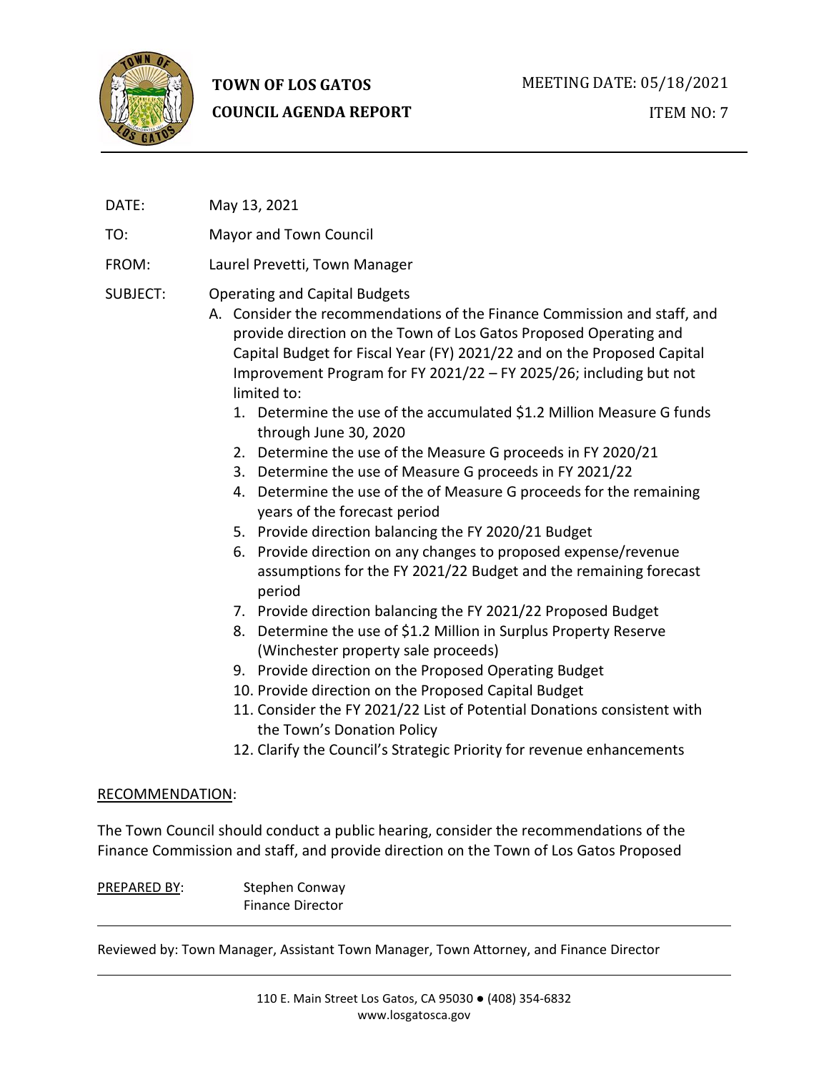**TOWN OF LOS GATOS**
**COUNCIL AGENDA REPORT**

MEETING DATE: 05/18/2021

ITEM NO: 7

DATE: May 13, 2021

TO: Mayor and Town Council

FROM: Laurel Prevetti, Town Manager

SUBJECT: Operating and Capital Budgets

A. Consider the recommendations of the Finance Commission and staff, and provide direction on the Town of Los Gatos Proposed Operating and Capital Budget for Fiscal Year (FY) 2021/22 and on the Proposed Capital Improvement Program for FY 2021/22 – FY 2025/26; including but not limited to:

1. Determine the use of the accumulated $1.2 Million Measure G funds through June 30, 2020
2. Determine the use of the Measure G proceeds in FY 2020/21
3. Determine the use of Measure G proceeds in FY 2021/22
4. Determine the use of the of Measure G proceeds for the remaining years of the forecast period
5. Provide direction balancing the FY 2020/21 Budget
6. Provide direction on any changes to proposed expense/revenue assumptions for the FY 2021/22 Budget and the remaining forecast period
7. Provide direction balancing the FY 2021/22 Proposed Budget
8. Determine the use of $1.2 Million in Surplus Property Reserve (Winchester property sale proceeds)
9. Provide direction on the Proposed Operating Budget
10. Provide direction on the Proposed Capital Budget
11. Consider the FY 2021/22 List of Potential Donations consistent with the Town's Donation Policy
12. Clarify the Council's Strategic Priority for revenue enhancements

RECOMMENDATION:

The Town Council should conduct a public hearing, consider the recommendations of the Finance Commission and staff, and provide direction on the Town of Los Gatos Proposed

PREPARED BY: Stephen Conway
Finance Director

Reviewed by: Town Manager, Assistant Town Manager, Town Attorney, and Finance Director

110 E. Main Street Los Gatos, CA 95030 ● (408) 354-6832
www.losgatosca.gov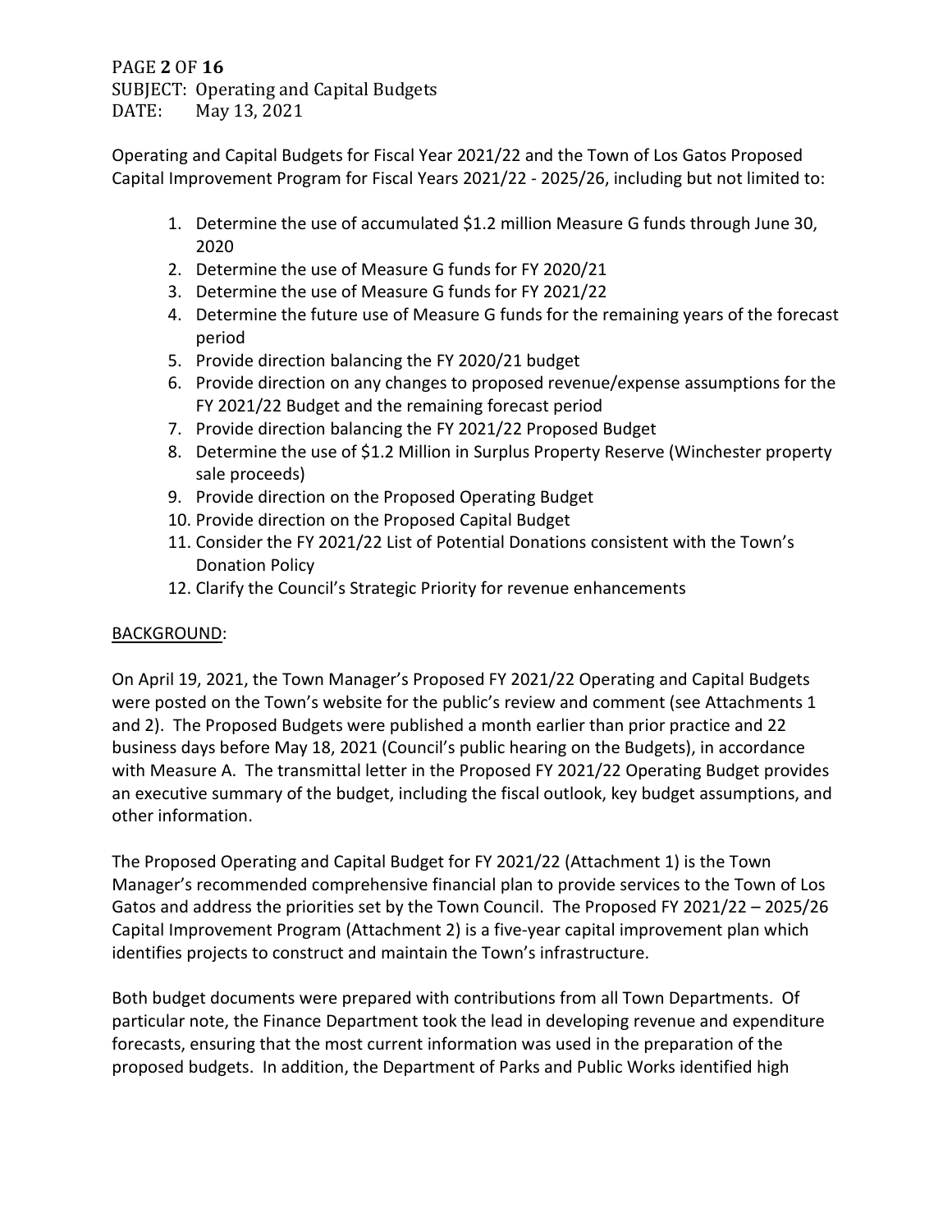Operating and Capital Budgets for Fiscal Year 2021/22 and the Town of Los Gatos Proposed Capital Improvement Program for Fiscal Years 2021/22 - 2025/26, including but not limited to:

1. Determine the use of accumulated $1.2 million Measure G funds through June 30, 2020
2. Determine the use of Measure G funds for FY 2020/21
3. Determine the use of Measure G funds for FY 2021/22
4. Determine the future use of Measure G funds for the remaining years of the forecast period
5. Provide direction balancing the FY 2020/21 budget
6. Provide direction on any changes to proposed revenue/expense assumptions for the FY 2021/22 Budget and the remaining forecast period
7. Provide direction balancing the FY 2021/22 Proposed Budget
8. Determine the use of $1.2 Million in Surplus Property Reserve (Winchester property sale proceeds)
9. Provide direction on the Proposed Operating Budget
10. Provide direction on the Proposed Capital Budget
11. Consider the FY 2021/22 List of Potential Donations consistent with the Town's Donation Policy
12. Clarify the Council's Strategic Priority for revenue enhancements

## BACKGROUND:

On April 19, 2021, the Town Manager's Proposed FY 2021/22 Operating and Capital Budgets were posted on the Town's website for the public's review and comment (see Attachments 1 and 2). The Proposed Budgets were published a month earlier than prior practice and 22 business days before May 18, 2021 (Council's public hearing on the Budgets), in accordance with Measure A. The transmittal letter in the Proposed FY 2021/22 Operating Budget provides an executive summary of the budget, including the fiscal outlook, key budget assumptions, and other information.

The Proposed Operating and Capital Budget for FY 2021/22 (Attachment 1) is the Town Manager's recommended comprehensive financial plan to provide services to the Town of Los Gatos and address the priorities set by the Town Council. The Proposed FY 2021/22 – 2025/26 Capital Improvement Program (Attachment 2) is a five-year capital improvement plan which identifies projects to construct and maintain the Town's infrastructure.

Both budget documents were prepared with contributions from all Town Departments. Of particular note, the Finance Department took the lead in developing revenue and expenditure forecasts, ensuring that the most current information was used in the preparation of the proposed budgets. In addition, the Department of Parks and Public Works identified high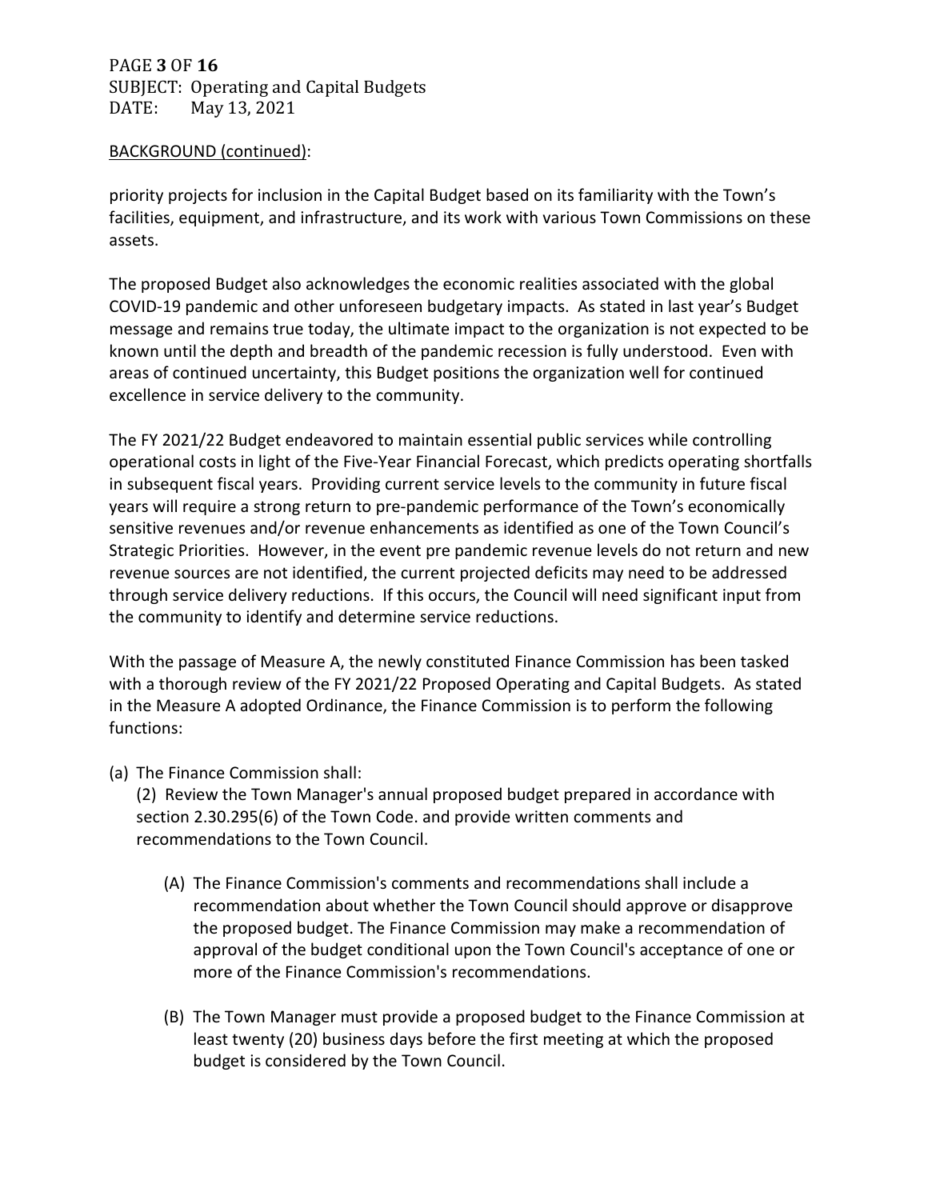BACKGROUND (continued):

priority projects for inclusion in the Capital Budget based on its familiarity with the Town's facilities, equipment, and infrastructure, and its work with various Town Commissions on these assets.

The proposed Budget also acknowledges the economic realities associated with the global COVID-19 pandemic and other unforeseen budgetary impacts. As stated in last year's Budget message and remains true today, the ultimate impact to the organization is not expected to be known until the depth and breadth of the pandemic recession is fully understood. Even with areas of continued uncertainty, this Budget positions the organization well for continued excellence in service delivery to the community.

The FY 2021/22 Budget endeavored to maintain essential public services while controlling operational costs in light of the Five-Year Financial Forecast, which predicts operating shortfalls in subsequent fiscal years. Providing current service levels to the community in future fiscal years will require a strong return to pre-pandemic performance of the Town's economically sensitive revenues and/or revenue enhancements as identified as one of the Town Council's Strategic Priorities. However, in the event pre pandemic revenue levels do not return and new revenue sources are not identified, the current projected deficits may need to be addressed through service delivery reductions. If this occurs, the Council will need significant input from the community to identify and determine service reductions.

With the passage of Measure A, the newly constituted Finance Commission has been tasked with a thorough review of the FY 2021/22 Proposed Operating and Capital Budgets. As stated in the Measure A adopted Ordinance, the Finance Commission is to perform the following functions:

(a) The Finance Commission shall:

(2) Review the Town Manager's annual proposed budget prepared in accordance with section 2.30.295(6) of the Town Code. and provide written comments and recommendations to the Town Council.

(A) The Finance Commission's comments and recommendations shall include a recommendation about whether the Town Council should approve or disapprove the proposed budget. The Finance Commission may make a recommendation of approval of the budget conditional upon the Town Council's acceptance of one or more of the Finance Commission's recommendations.

(B) The Town Manager must provide a proposed budget to the Finance Commission at least twenty (20) business days before the first meeting at which the proposed budget is considered by the Town Council.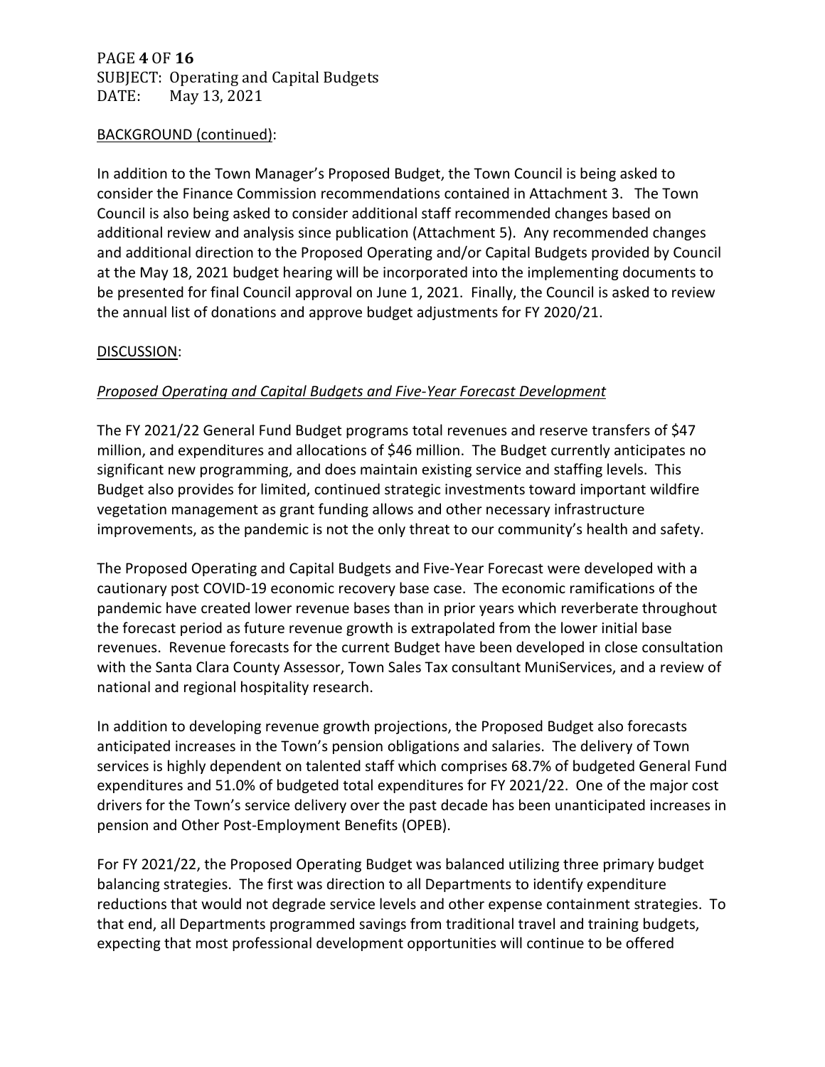BACKGROUND (continued):

In addition to the Town Manager's Proposed Budget, the Town Council is being asked to consider the Finance Commission recommendations contained in Attachment 3. The Town Council is also being asked to consider additional staff recommended changes based on additional review and analysis since publication (Attachment 5). Any recommended changes and additional direction to the Proposed Operating and/or Capital Budgets provided by Council at the May 18, 2021 budget hearing will be incorporated into the implementing documents to be presented for final Council approval on June 1, 2021. Finally, the Council is asked to review the annual list of donations and approve budget adjustments for FY 2020/21.

DISCUSSION:

*Proposed Operating and Capital Budgets and Five-Year Forecast Development*

The FY 2021/22 General Fund Budget programs total revenues and reserve transfers of $47 million, and expenditures and allocations of $46 million. The Budget currently anticipates no significant new programming, and does maintain existing service and staffing levels. This Budget also provides for limited, continued strategic investments toward important wildfire vegetation management as grant funding allows and other necessary infrastructure improvements, as the pandemic is not the only threat to our community's health and safety.

The Proposed Operating and Capital Budgets and Five-Year Forecast were developed with a cautionary post COVID-19 economic recovery base case. The economic ramifications of the pandemic have created lower revenue bases than in prior years which reverberate throughout the forecast period as future revenue growth is extrapolated from the lower initial base revenues. Revenue forecasts for the current Budget have been developed in close consultation with the Santa Clara County Assessor, Town Sales Tax consultant MuniServices, and a review of national and regional hospitality research.

In addition to developing revenue growth projections, the Proposed Budget also forecasts anticipated increases in the Town's pension obligations and salaries. The delivery of Town services is highly dependent on talented staff which comprises 68.7% of budgeted General Fund expenditures and 51.0% of budgeted total expenditures for FY 2021/22. One of the major cost drivers for the Town's service delivery over the past decade has been unanticipated increases in pension and Other Post-Employment Benefits (OPEB).

For FY 2021/22, the Proposed Operating Budget was balanced utilizing three primary budget balancing strategies. The first was direction to all Departments to identify expenditure reductions that would not degrade service levels and other expense containment strategies. To that end, all Departments programmed savings from traditional travel and training budgets, expecting that most professional development opportunities will continue to be offered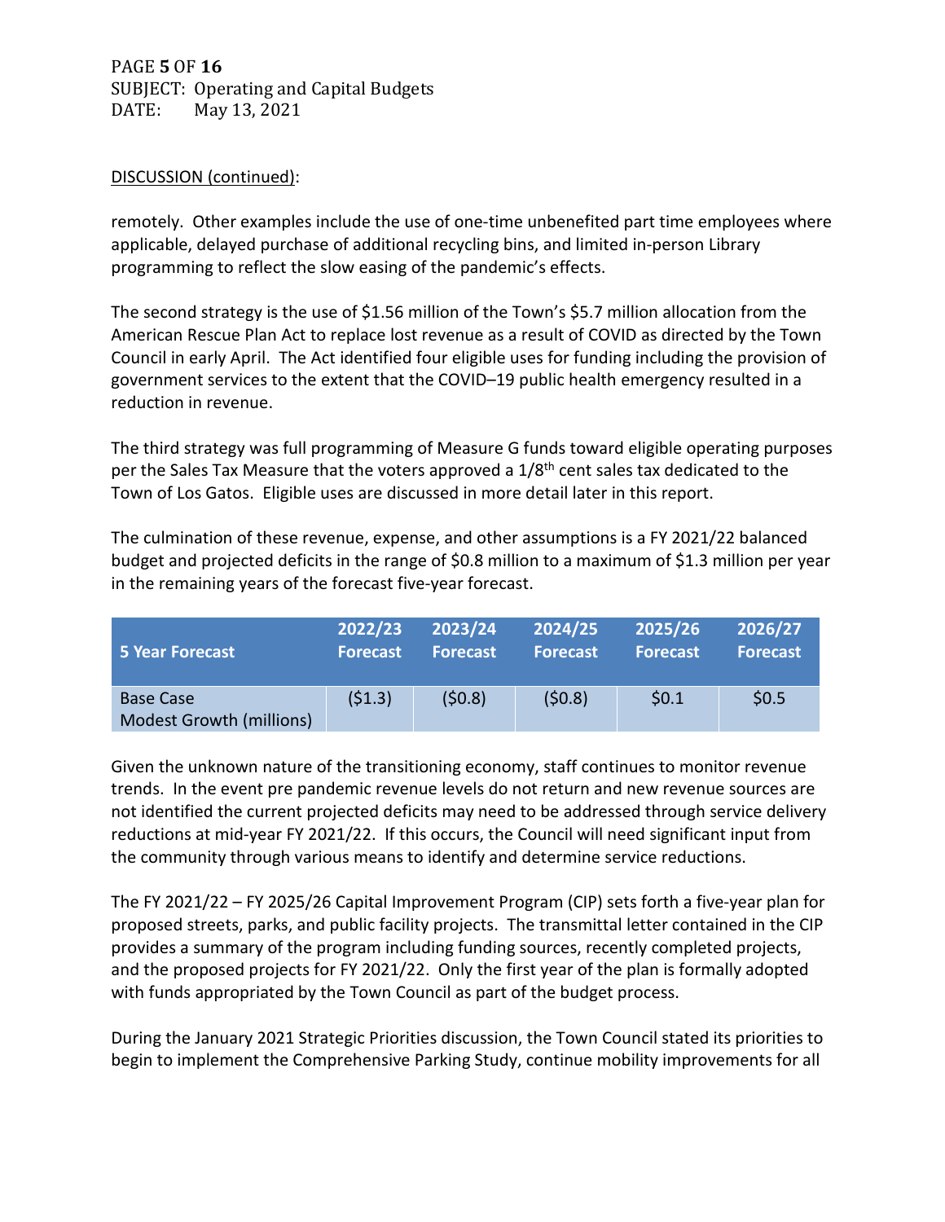DISCUSSION (continued):

remotely. Other examples include the use of one-time unbenefited part time employees where applicable, delayed purchase of additional recycling bins, and limited in-person Library programming to reflect the slow easing of the pandemic's effects.

The second strategy is the use of $1.56 million of the Town's $5.7 million allocation from the American Rescue Plan Act to replace lost revenue as a result of COVID as directed by the Town Council in early April. The Act identified four eligible uses for funding including the provision of government services to the extent that the COVID–19 public health emergency resulted in a reduction in revenue.

The third strategy was full programming of Measure G funds toward eligible operating purposes per the Sales Tax Measure that the voters approved a 1/8th cent sales tax dedicated to the Town of Los Gatos. Eligible uses are discussed in more detail later in this report.

The culmination of these revenue, expense, and other assumptions is a FY 2021/22 balanced budget and projected deficits in the range of $0.8 million to a maximum of $1.3 million per year in the remaining years of the forecast five-year forecast.

| 5 Year Forecast | 2022/23 Forecast | 2023/24 Forecast | 2024/25 Forecast | 2025/26 Forecast | 2026/27 Forecast |
|---|---|---|---|---|---|
| Base Case Modest Growth (millions) | ($1.3) | ($0.8) | ($0.8) | $0.1 | $0.5 |

Given the unknown nature of the transitioning economy, staff continues to monitor revenue trends. In the event pre pandemic revenue levels do not return and new revenue sources are not identified the current projected deficits may need to be addressed through service delivery reductions at mid-year FY 2021/22. If this occurs, the Council will need significant input from the community through various means to identify and determine service reductions.

The FY 2021/22 – FY 2025/26 Capital Improvement Program (CIP) sets forth a five-year plan for proposed streets, parks, and public facility projects. The transmittal letter contained in the CIP provides a summary of the program including funding sources, recently completed projects, and the proposed projects for FY 2021/22. Only the first year of the plan is formally adopted with funds appropriated by the Town Council as part of the budget process.

During the January 2021 Strategic Priorities discussion, the Town Council stated its priorities to begin to implement the Comprehensive Parking Study, continue mobility improvements for all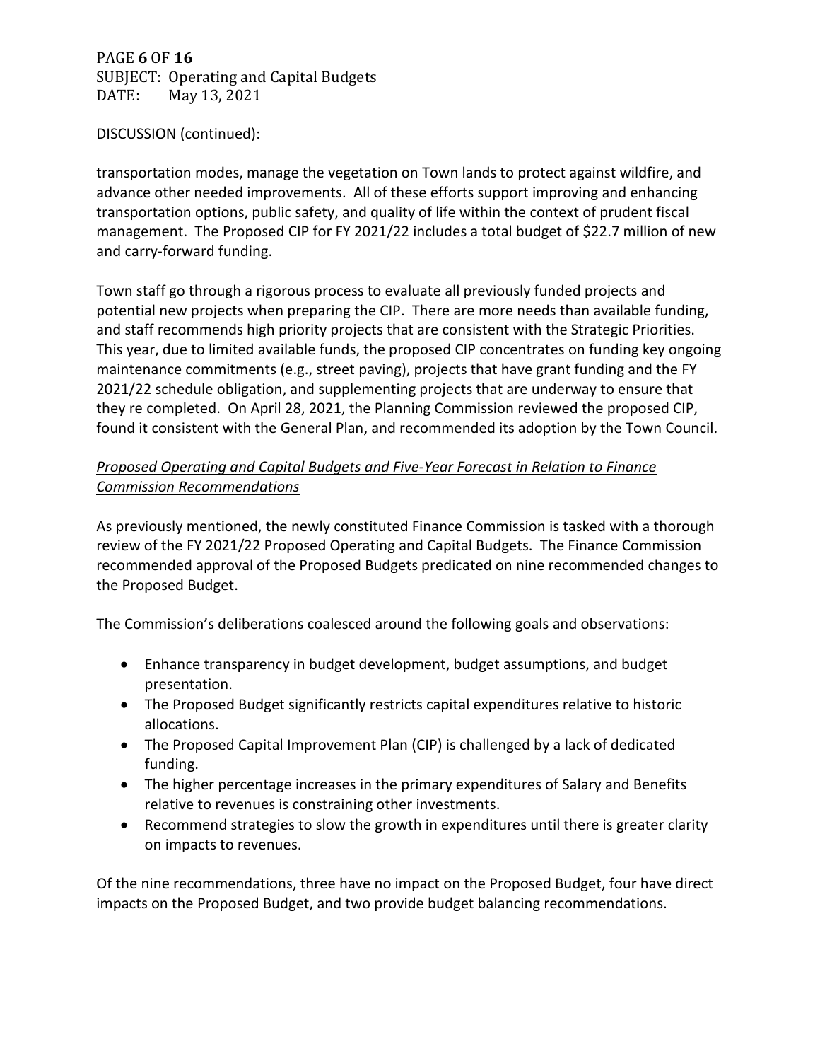DISCUSSION (continued):

transportation modes, manage the vegetation on Town lands to protect against wildfire, and advance other needed improvements. All of these efforts support improving and enhancing transportation options, public safety, and quality of life within the context of prudent fiscal management. The Proposed CIP for FY 2021/22 includes a total budget of $22.7 million of new and carry-forward funding.

Town staff go through a rigorous process to evaluate all previously funded projects and potential new projects when preparing the CIP. There are more needs than available funding, and staff recommends high priority projects that are consistent with the Strategic Priorities. This year, due to limited available funds, the proposed CIP concentrates on funding key ongoing maintenance commitments (e.g., street paving), projects that have grant funding and the FY 2021/22 schedule obligation, and supplementing projects that are underway to ensure that they re completed. On April 28, 2021, the Planning Commission reviewed the proposed CIP, found it consistent with the General Plan, and recommended its adoption by the Town Council.

*Proposed Operating and Capital Budgets and Five-Year Forecast in Relation to Finance Commission Recommendations*

As previously mentioned, the newly constituted Finance Commission is tasked with a thorough review of the FY 2021/22 Proposed Operating and Capital Budgets. The Finance Commission recommended approval of the Proposed Budgets predicated on nine recommended changes to the Proposed Budget.

The Commission's deliberations coalesced around the following goals and observations:

- Enhance transparency in budget development, budget assumptions, and budget presentation.
- The Proposed Budget significantly restricts capital expenditures relative to historic allocations.
- The Proposed Capital Improvement Plan (CIP) is challenged by a lack of dedicated funding.
- The higher percentage increases in the primary expenditures of Salary and Benefits relative to revenues is constraining other investments.
- Recommend strategies to slow the growth in expenditures until there is greater clarity on impacts to revenues.

Of the nine recommendations, three have no impact on the Proposed Budget, four have direct impacts on the Proposed Budget, and two provide budget balancing recommendations.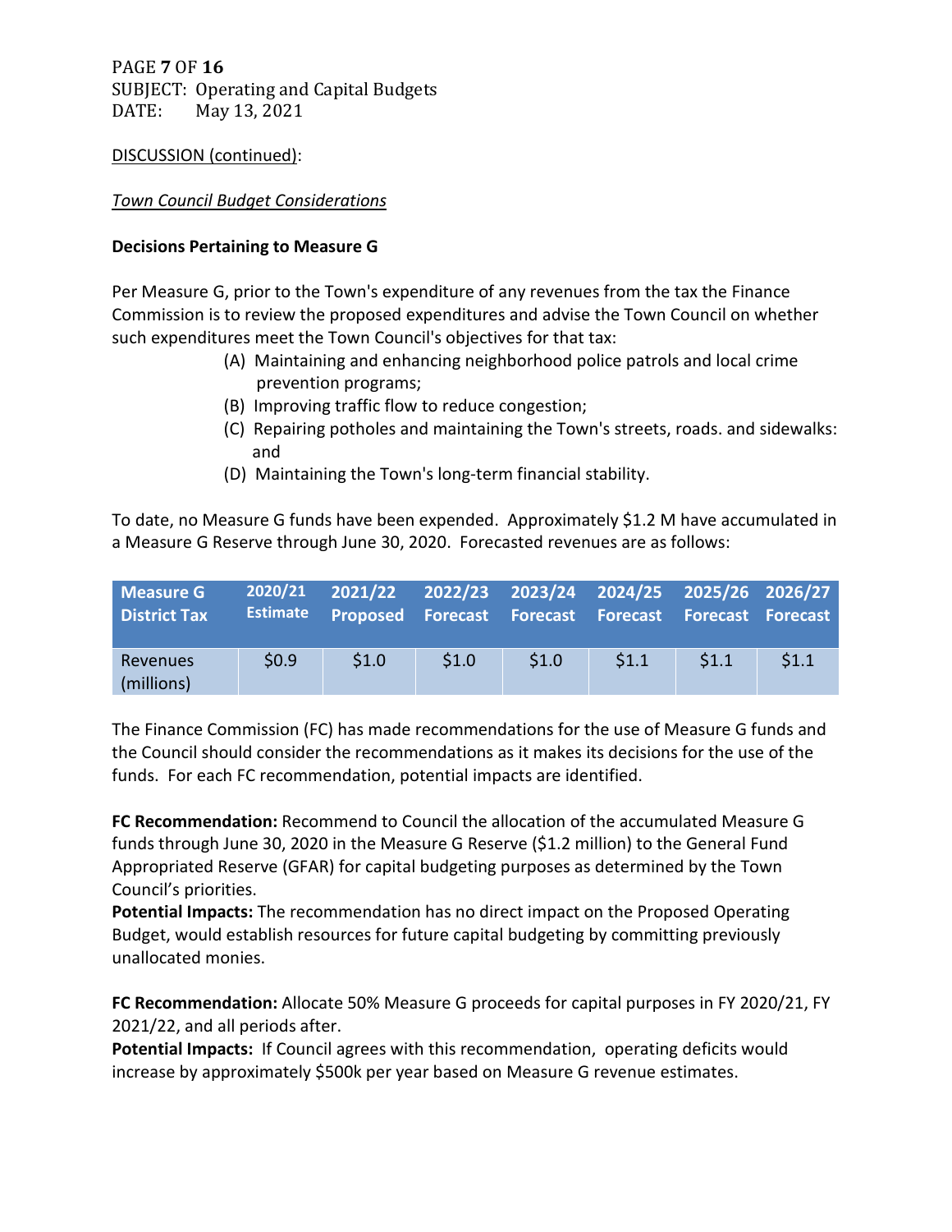DISCUSSION (continued):

*Town Council Budget Considerations*

**Decisions Pertaining to Measure G**

Per Measure G, prior to the Town's expenditure of any revenues from the tax the Finance Commission is to review the proposed expenditures and advise the Town Council on whether such expenditures meet the Town Council's objectives for that tax:

(A) Maintaining and enhancing neighborhood police patrols and local crime prevention programs;
(B) Improving traffic flow to reduce congestion;
(C) Repairing potholes and maintaining the Town's streets, roads. and sidewalks: and
(D) Maintaining the Town's long-term financial stability.

To date, no Measure G funds have been expended. Approximately $1.2 M have accumulated in a Measure G Reserve through June 30, 2020. Forecasted revenues are as follows:

| Measure G District Tax | 2020/21 Estimate | 2021/22 Proposed | 2022/23 Forecast | 2023/24 Forecast | 2024/25 Forecast | 2025/26 Forecast | 2026/27 Forecast |
|---|---|---|---|---|---|---|---|
| Revenues (millions) | $0.9 | $1.0 | $1.0 | $1.0 | $1.1 | $1.1 | $1.1 |

The Finance Commission (FC) has made recommendations for the use of Measure G funds and the Council should consider the recommendations as it makes its decisions for the use of the funds. For each FC recommendation, potential impacts are identified.

**FC Recommendation:** Recommend to Council the allocation of the accumulated Measure G funds through June 30, 2020 in the Measure G Reserve ($1.2 million) to the General Fund Appropriated Reserve (GFAR) for capital budgeting purposes as determined by the Town Council's priorities.
**Potential Impacts:** The recommendation has no direct impact on the Proposed Operating Budget, would establish resources for future capital budgeting by committing previously unallocated monies.

**FC Recommendation:** Allocate 50% Measure G proceeds for capital purposes in FY 2020/21, FY 2021/22, and all periods after.
**Potential Impacts:** If Council agrees with this recommendation, operating deficits would increase by approximately $500k per year based on Measure G revenue estimates.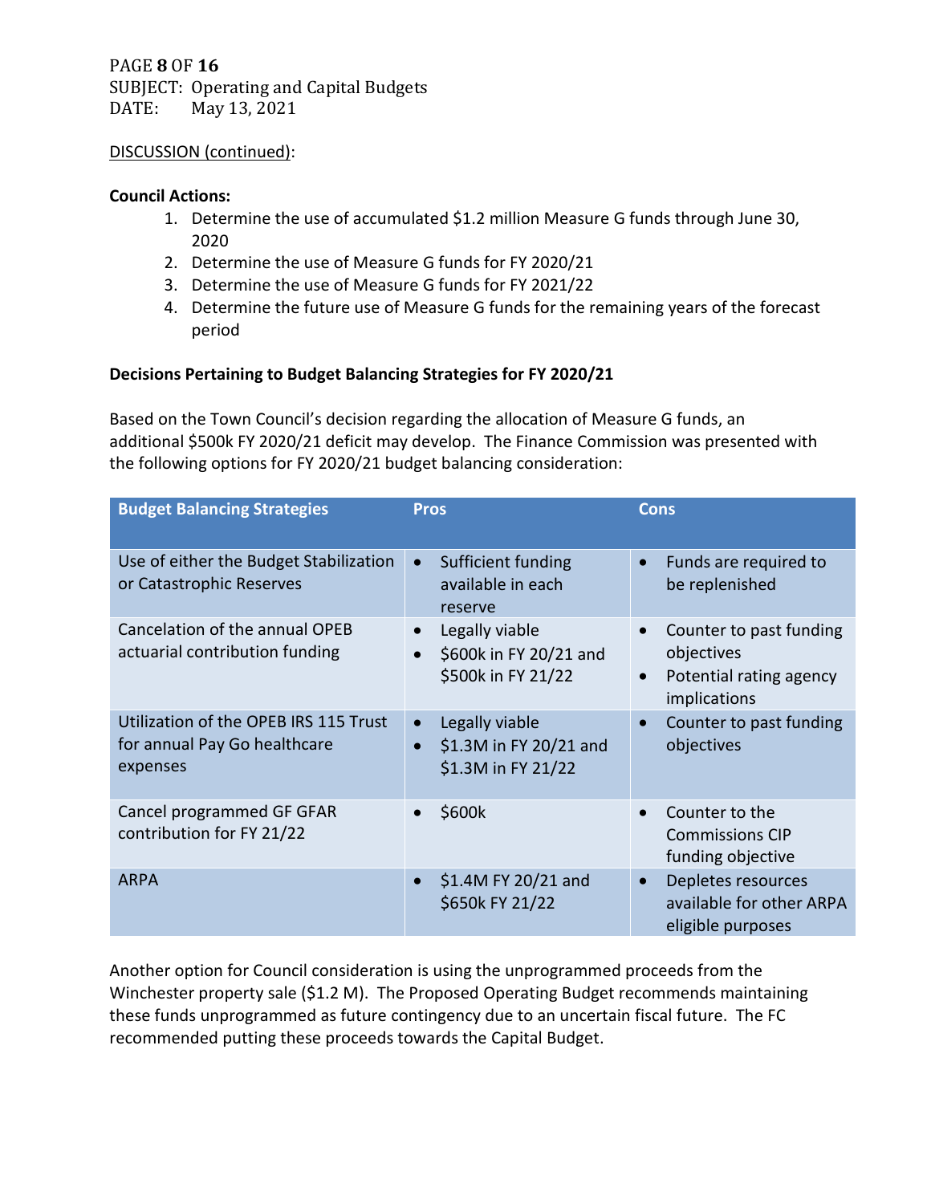DISCUSSION (continued):

**Council Actions:**

1. Determine the use of accumulated \$1.2 million Measure G funds through June 30, 2020
2. Determine the use of Measure G funds for FY 2020/21
3. Determine the use of Measure G funds for FY 2021/22
4. Determine the future use of Measure G funds for the remaining years of the forecast period

**Decisions Pertaining to Budget Balancing Strategies for FY 2020/21**

Based on the Town Council's decision regarding the allocation of Measure G funds, an additional \$500k FY 2020/21 deficit may develop. The Finance Commission was presented with the following options for FY 2020/21 budget balancing consideration:

| Budget Balancing Strategies | Pros | Cons |
|---|---|---|
| Use of either the Budget Stabilization or Catastrophic Reserves | • Sufficient funding available in each reserve | • Funds are required to be replenished |
| Cancelation of the annual OPEB actuarial contribution funding | • Legally viable<br>• \$600k in FY 20/21 and \$500k in FY 21/22 | • Counter to past funding objectives<br>• Potential rating agency implications |
| Utilization of the OPEB IRS 115 Trust for annual Pay Go healthcare expenses | • Legally viable<br>• \$1.3M in FY 20/21 and \$1.3M in FY 21/22 | • Counter to past funding objectives |
| Cancel programmed GF GFAR contribution for FY 21/22 | • \$600k | • Counter to the Commissions CIP funding objective |
| ARPA | • \$1.4M FY 20/21 and \$650k FY 21/22 | • Depletes resources available for other ARPA eligible purposes |

Another option for Council consideration is using the unprogrammed proceeds from the Winchester property sale (\$1.2 M). The Proposed Operating Budget recommends maintaining these funds unprogrammed as future contingency due to an uncertain fiscal future. The FC recommended putting these proceeds towards the Capital Budget.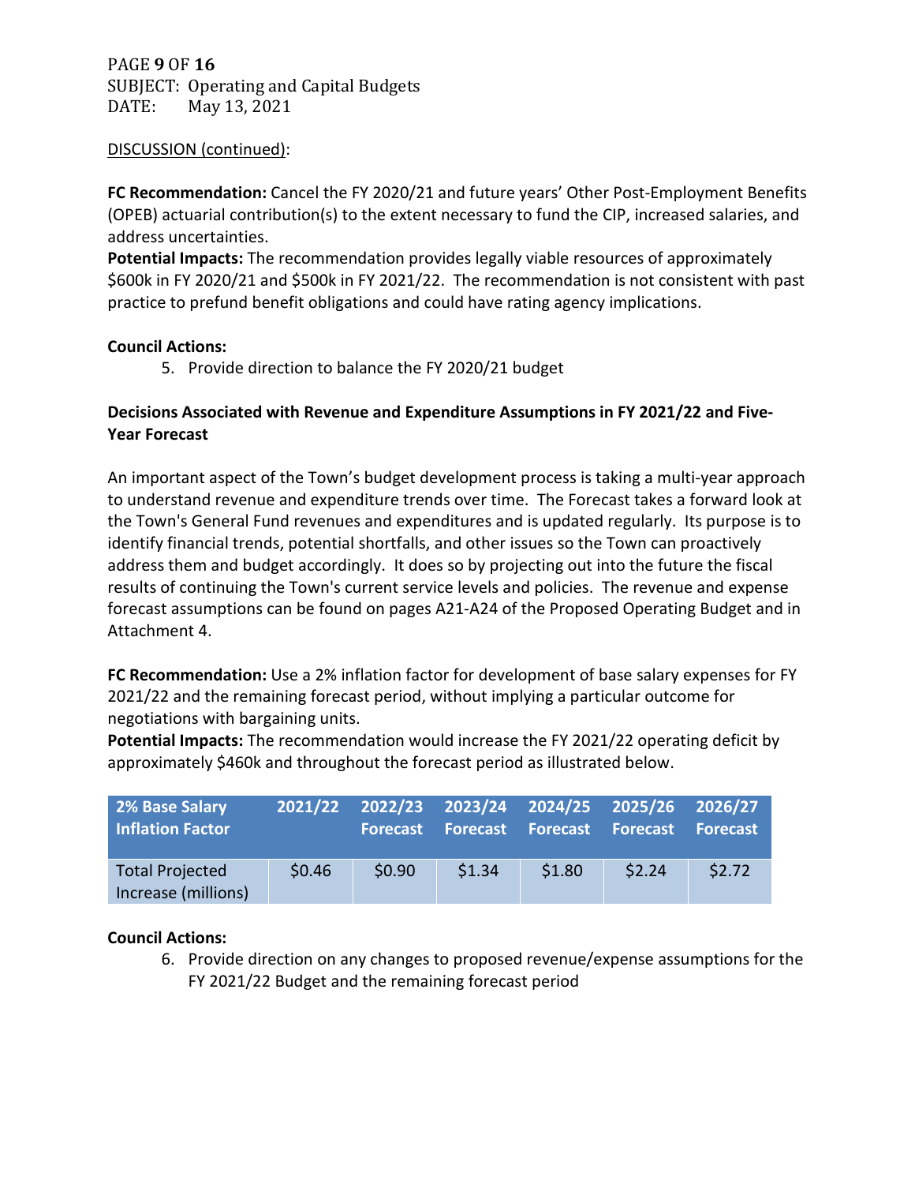DISCUSSION (continued):

**FC Recommendation:** Cancel the FY 2020/21 and future years' Other Post-Employment Benefits (OPEB) actuarial contribution(s) to the extent necessary to fund the CIP, increased salaries, and address uncertainties.
**Potential Impacts:** The recommendation provides legally viable resources of approximately $600k in FY 2020/21 and $500k in FY 2021/22. The recommendation is not consistent with past practice to prefund benefit obligations and could have rating agency implications.

**Council Actions:**

5. Provide direction to balance the FY 2020/21 budget

**Decisions Associated with Revenue and Expenditure Assumptions in FY 2021/22 and Five-Year Forecast**

An important aspect of the Town's budget development process is taking a multi-year approach to understand revenue and expenditure trends over time. The Forecast takes a forward look at the Town's General Fund revenues and expenditures and is updated regularly. Its purpose is to identify financial trends, potential shortfalls, and other issues so the Town can proactively address them and budget accordingly. It does so by projecting out into the future the fiscal results of continuing the Town's current service levels and policies. The revenue and expense forecast assumptions can be found on pages A21-A24 of the Proposed Operating Budget and in Attachment 4.

**FC Recommendation:** Use a 2% inflation factor for development of base salary expenses for FY 2021/22 and the remaining forecast period, without implying a particular outcome for negotiations with bargaining units.
**Potential Impacts:** The recommendation would increase the FY 2021/22 operating deficit by approximately $460k and throughout the forecast period as illustrated below.

| 2% Base Salary Inflation Factor | 2021/22 | 2022/23 Forecast | 2023/24 Forecast | 2024/25 Forecast | 2025/26 Forecast | 2026/27 Forecast |
|---|---|---|---|---|---|---|
| Total Projected Increase (millions) | $0.46 | $0.90 | $1.34 | $1.80 | $2.24 | $2.72 |

**Council Actions:**

6. Provide direction on any changes to proposed revenue/expense assumptions for the FY 2021/22 Budget and the remaining forecast period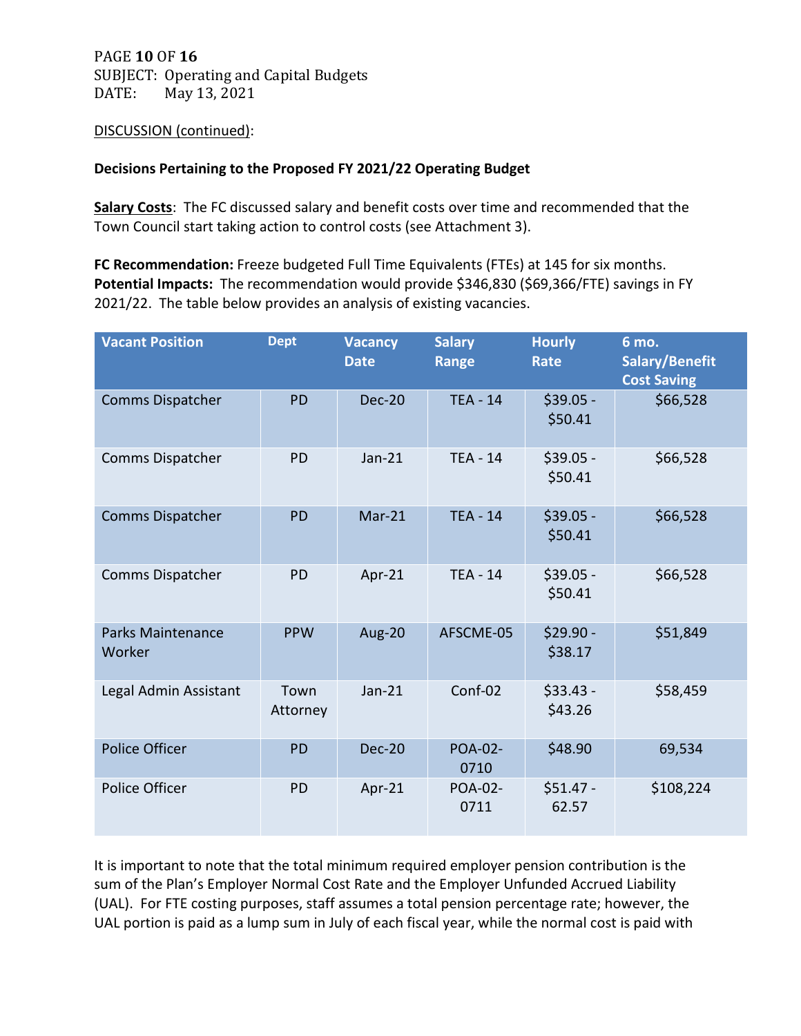DISCUSSION (continued):

**Decisions Pertaining to the Proposed FY 2021/22 Operating Budget**

**Salary Costs**: The FC discussed salary and benefit costs over time and recommended that the Town Council start taking action to control costs (see Attachment 3).

**FC Recommendation:** Freeze budgeted Full Time Equivalents (FTEs) at 145 for six months.
**Potential Impacts:** The recommendation would provide $346,830 ($69,366/FTE) savings in FY 2021/22. The table below provides an analysis of existing vacancies.

| Vacant Position | Dept | Vacancy Date | Salary Range | Hourly Rate | 6 mo. Salary/Benefit Cost Saving |
|---|---|---|---|---|---|
| Comms Dispatcher | PD | Dec-20 | TEA - 14 | $39.05 - $50.41 | $66,528 |
| Comms Dispatcher | PD | Jan-21 | TEA - 14 | $39.05 - $50.41 | $66,528 |
| Comms Dispatcher | PD | Mar-21 | TEA - 14 | $39.05 - $50.41 | $66,528 |
| Comms Dispatcher | PD | Apr-21 | TEA - 14 | $39.05 - $50.41 | $66,528 |
| Parks Maintenance Worker | PPW | Aug-20 | AFSCME-05 | $29.90 - $38.17 | $51,849 |
| Legal Admin Assistant | Town Attorney | Jan-21 | Conf-02 | $33.43 - $43.26 | $58,459 |
| Police Officer | PD | Dec-20 | POA-02-0710 | $48.90 | 69,534 |
| Police Officer | PD | Apr-21 | POA-02-0711 | $51.47 - 62.57 | $108,224 |

It is important to note that the total minimum required employer pension contribution is the sum of the Plan's Employer Normal Cost Rate and the Employer Unfunded Accrued Liability (UAL). For FTE costing purposes, staff assumes a total pension percentage rate; however, the UAL portion is paid as a lump sum in July of each fiscal year, while the normal cost is paid with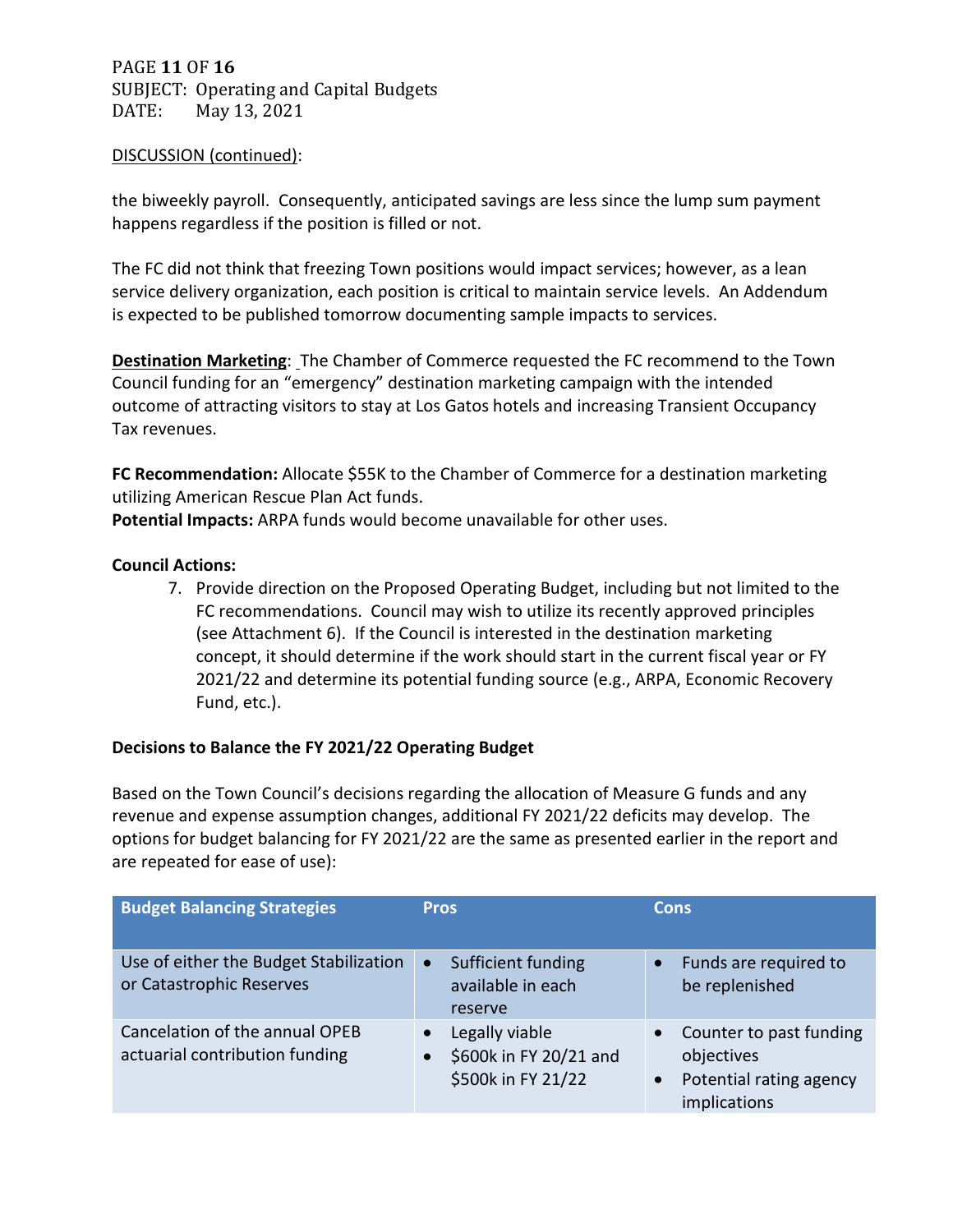DISCUSSION (continued):

the biweekly payroll. Consequently, anticipated savings are less since the lump sum payment happens regardless if the position is filled or not.

The FC did not think that freezing Town positions would impact services; however, as a lean service delivery organization, each position is critical to maintain service levels. An Addendum is expected to be published tomorrow documenting sample impacts to services.

**Destination Marketing**: The Chamber of Commerce requested the FC recommend to the Town Council funding for an "emergency" destination marketing campaign with the intended outcome of attracting visitors to stay at Los Gatos hotels and increasing Transient Occupancy Tax revenues.

**FC Recommendation:** Allocate $55K to the Chamber of Commerce for a destination marketing utilizing American Rescue Plan Act funds.
**Potential Impacts:** ARPA funds would become unavailable for other uses.

**Council Actions:**

7. Provide direction on the Proposed Operating Budget, including but not limited to the FC recommendations. Council may wish to utilize its recently approved principles (see Attachment 6). If the Council is interested in the destination marketing concept, it should determine if the work should start in the current fiscal year or FY 2021/22 and determine its potential funding source (e.g., ARPA, Economic Recovery Fund, etc.).

**Decisions to Balance the FY 2021/22 Operating Budget**

Based on the Town Council's decisions regarding the allocation of Measure G funds and any revenue and expense assumption changes, additional FY 2021/22 deficits may develop. The options for budget balancing for FY 2021/22 are the same as presented earlier in the report and are repeated for ease of use):

| Budget Balancing Strategies | Pros | Cons |
|---|---|---|
| Use of either the Budget Stabilization or Catastrophic Reserves | • Sufficient funding available in each reserve | • Funds are required to be replenished |
| Cancelation of the annual OPEB actuarial contribution funding | • Legally viable<br>• $600k in FY 20/21 and $500k in FY 21/22 | • Counter to past funding objectives<br>• Potential rating agency implications |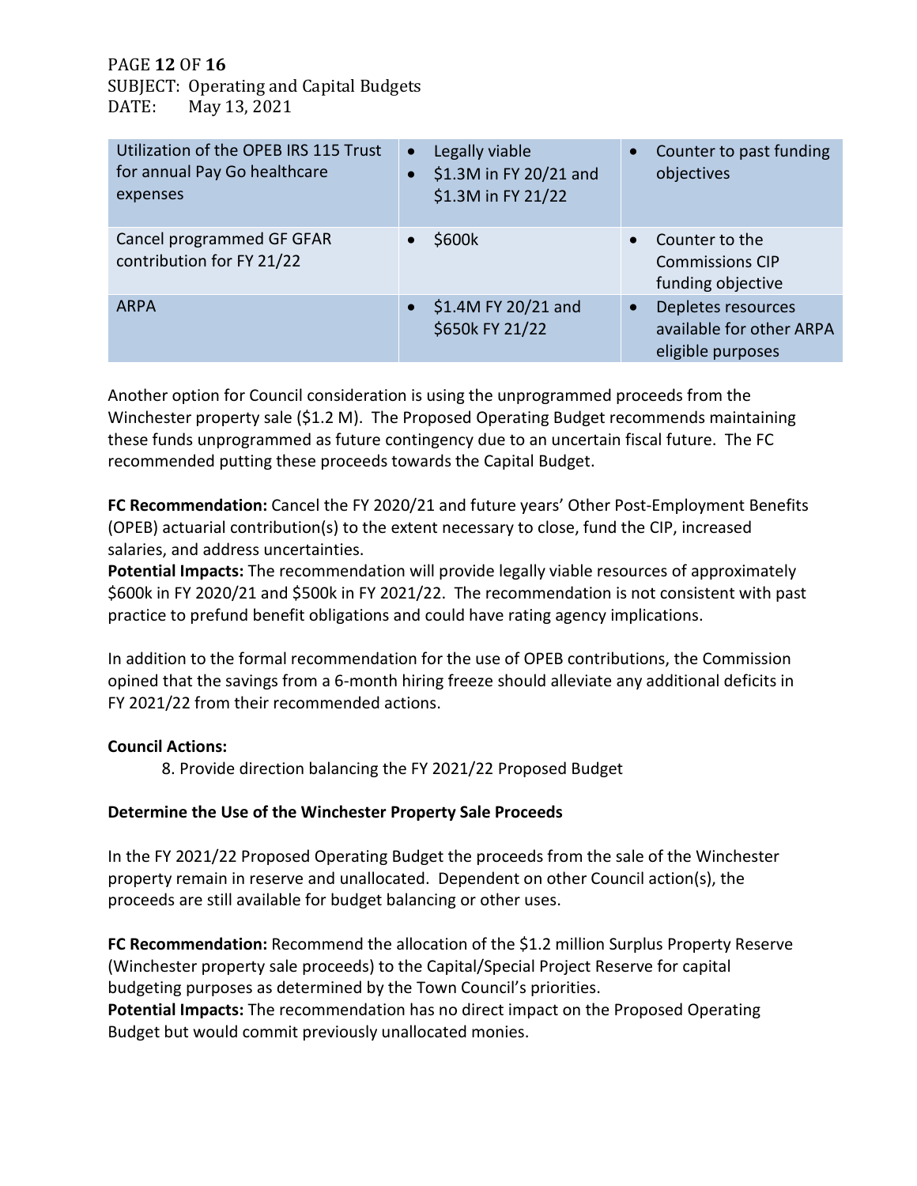| Utilization of the OPEB IRS 115 Trust for annual Pay Go healthcare expenses | • Legally viable<br>• $1.3M in FY 20/21 and $1.3M in FY 21/22 | • Counter to past funding objectives |
|---|---|---|
| Cancel programmed GF GFAR contribution for FY 21/22 | • $600k | • Counter to the Commissions CIP funding objective |
| ARPA | • $1.4M FY 20/21 and $650k FY 21/22 | • Depletes resources available for other ARPA eligible purposes |

Another option for Council consideration is using the unprogrammed proceeds from the Winchester property sale ($1.2 M). The Proposed Operating Budget recommends maintaining these funds unprogrammed as future contingency due to an uncertain fiscal future. The FC recommended putting these proceeds towards the Capital Budget.

**FC Recommendation:** Cancel the FY 2020/21 and future years' Other Post-Employment Benefits (OPEB) actuarial contribution(s) to the extent necessary to close, fund the CIP, increased salaries, and address uncertainties.
**Potential Impacts:** The recommendation will provide legally viable resources of approximately $600k in FY 2020/21 and $500k in FY 2021/22. The recommendation is not consistent with past practice to prefund benefit obligations and could have rating agency implications.

In addition to the formal recommendation for the use of OPEB contributions, the Commission opined that the savings from a 6-month hiring freeze should alleviate any additional deficits in FY 2021/22 from their recommended actions.

**Council Actions:**

8. Provide direction balancing the FY 2021/22 Proposed Budget

**Determine the Use of the Winchester Property Sale Proceeds**

In the FY 2021/22 Proposed Operating Budget the proceeds from the sale of the Winchester property remain in reserve and unallocated. Dependent on other Council action(s), the proceeds are still available for budget balancing or other uses.

**FC Recommendation:** Recommend the allocation of the $1.2 million Surplus Property Reserve (Winchester property sale proceeds) to the Capital/Special Project Reserve for capital budgeting purposes as determined by the Town Council's priorities.
**Potential Impacts:** The recommendation has no direct impact on the Proposed Operating Budget but would commit previously unallocated monies.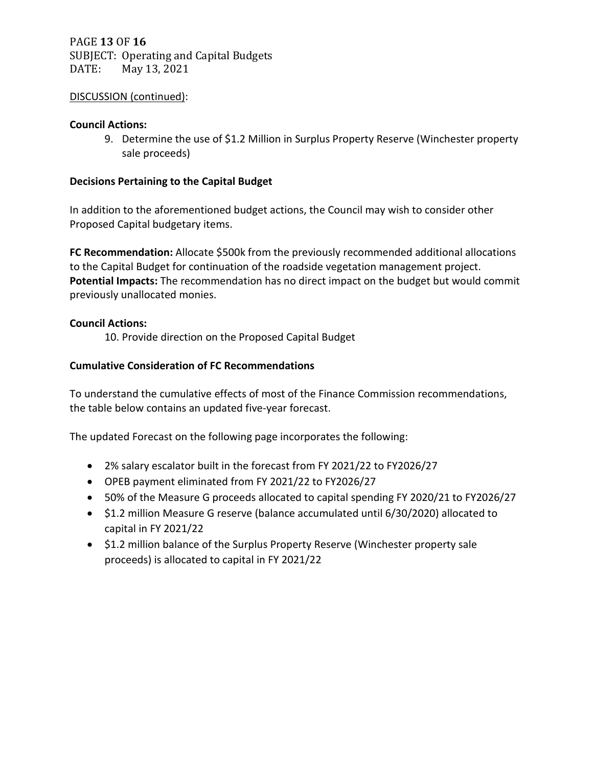DISCUSSION (continued):

**Council Actions:**

9. Determine the use of $1.2 Million in Surplus Property Reserve (Winchester property sale proceeds)

**Decisions Pertaining to the Capital Budget**

In addition to the aforementioned budget actions, the Council may wish to consider other Proposed Capital budgetary items.

**FC Recommendation:** Allocate $500k from the previously recommended additional allocations to the Capital Budget for continuation of the roadside vegetation management project.
**Potential Impacts:** The recommendation has no direct impact on the budget but would commit previously unallocated monies.

**Council Actions:**

10. Provide direction on the Proposed Capital Budget

**Cumulative Consideration of FC Recommendations**

To understand the cumulative effects of most of the Finance Commission recommendations, the table below contains an updated five-year forecast.

The updated Forecast on the following page incorporates the following:

- 2% salary escalator built in the forecast from FY 2021/22 to FY2026/27
- OPEB payment eliminated from FY 2021/22 to FY2026/27
- 50% of the Measure G proceeds allocated to capital spending FY 2020/21 to FY2026/27
- $1.2 million Measure G reserve (balance accumulated until 6/30/2020) allocated to capital in FY 2021/22
- $1.2 million balance of the Surplus Property Reserve (Winchester property sale proceeds) is allocated to capital in FY 2021/22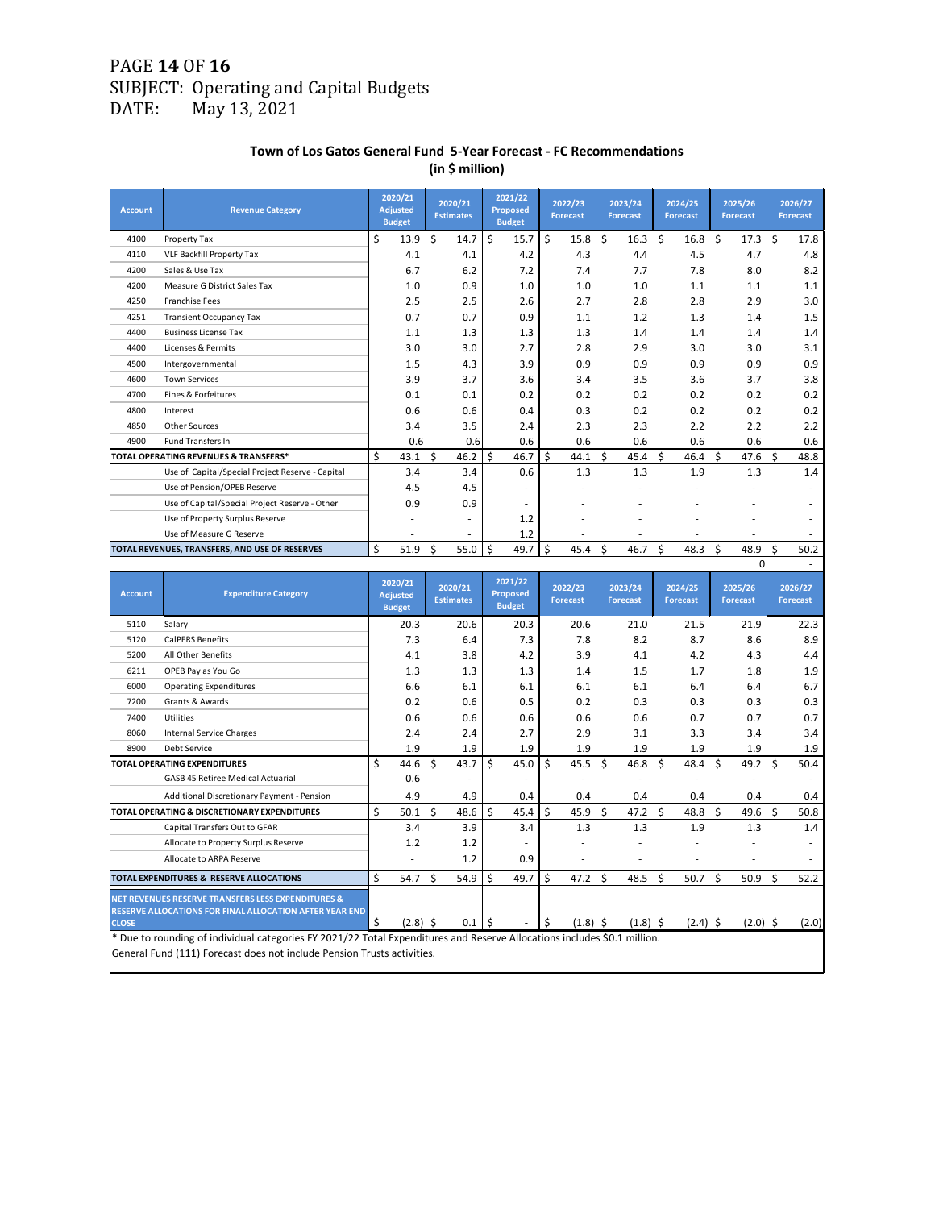PAGE **14** OF **16**
SUBJECT: Operating and Capital Budgets
DATE: May 13, 2021

**Town of Los Gatos General Fund 5-Year Forecast - FC Recommendations**
**(in $ million)**

| Account | Revenue Category | 2020/21 Adjusted Budget | 2020/21 Estimates | 2021/22 Proposed Budget | 2022/23 Forecast | 2023/24 Forecast | 2024/25 Forecast | 2025/26 Forecast | 2026/27 Forecast |
|---|---|---|---|---|---|---|---|---|---|
| 4100 | Property Tax | $ 13.9 | $ 14.7 | $ 15.7 | $ 15.8 | $ 16.3 | $ 16.8 | $ 17.3 | $ 17.8 |
| 4110 | VLF Backfill Property Tax | 4.1 | 4.1 | 4.2 | 4.3 | 4.4 | 4.5 | 4.7 | 4.8 |
| 4200 | Sales & Use Tax | 6.7 | 6.2 | 7.2 | 7.4 | 7.7 | 7.8 | 8.0 | 8.2 |
| 4200 | Measure G District Sales Tax | 1.0 | 0.9 | 1.0 | 1.0 | 1.0 | 1.1 | 1.1 | 1.1 |
| 4250 | Franchise Fees | 2.5 | 2.5 | 2.6 | 2.7 | 2.8 | 2.8 | 2.9 | 3.0 |
| 4251 | Transient Occupancy Tax | 0.7 | 0.7 | 0.9 | 1.1 | 1.2 | 1.3 | 1.4 | 1.5 |
| 4400 | Business License Tax | 1.1 | 1.3 | 1.3 | 1.3 | 1.4 | 1.4 | 1.4 | 1.4 |
| 4400 | Licenses & Permits | 3.0 | 3.0 | 2.7 | 2.8 | 2.9 | 3.0 | 3.0 | 3.1 |
| 4500 | Intergovernmental | 1.5 | 4.3 | 3.9 | 0.9 | 0.9 | 0.9 | 0.9 | 0.9 |
| 4600 | Town Services | 3.9 | 3.7 | 3.6 | 3.4 | 3.5 | 3.6 | 3.7 | 3.8 |
| 4700 | Fines & Forfeitures | 0.1 | 0.1 | 0.2 | 0.2 | 0.2 | 0.2 | 0.2 | 0.2 |
| 4800 | Interest | 0.6 | 0.6 | 0.4 | 0.3 | 0.2 | 0.2 | 0.2 | 0.2 |
| 4850 | Other Sources | 3.4 | 3.5 | 2.4 | 2.3 | 2.3 | 2.2 | 2.2 | 2.2 |
| 4900 | Fund Transfers In | 0.6 | 0.6 | 0.6 | 0.6 | 0.6 | 0.6 | 0.6 | 0.6 |
| TOTAL OPERATING REVENUES & TRANSFERS* | | $ 43.1 | $ 46.2 | $ 46.7 | $ 44.1 | $ 45.4 | $ 46.4 | $ 47.6 | $ 48.8 |
| | Use of Capital/Special Project Reserve - Capital | 3.4 | 3.4 | 0.6 | 1.3 | 1.3 | 1.9 | 1.3 | 1.4 |
| | Use of Pension/OPEB Reserve | 4.5 | 4.5 | - | - | - | - | - | - |
| | Use of Capital/Special Project Reserve - Other | 0.9 | 0.9 | - | - | - | - | - | - |
| | Use of Property Surplus Reserve | - | - | 1.2 | - | - | - | - | - |
| | Use of Measure G Reserve | - | - | 1.2 | - | - | - | - | - |
| TOTAL REVENUES, TRANSFERS, AND USE OF RESERVES | | $ 51.9 | $ 55.0 | $ 49.7 | $ 45.4 | $ 46.7 | $ 48.3 | $ 48.9 | $ 50.2 |
| | | | | | | | | 0 | - |

| Account | Expenditure Category | 2020/21 Adjusted Budget | 2020/21 Estimates | 2021/22 Proposed Budget | 2022/23 Forecast | 2023/24 Forecast | 2024/25 Forecast | 2025/26 Forecast | 2026/27 Forecast |
|---|---|---|---|---|---|---|---|---|---|
| 5110 | Salary | 20.3 | 20.6 | 20.3 | 20.6 | 21.0 | 21.5 | 21.9 | 22.3 |
| 5120 | CalPERS Benefits | 7.3 | 6.4 | 7.3 | 7.8 | 8.2 | 8.7 | 8.6 | 8.9 |
| 5200 | All Other Benefits | 4.1 | 3.8 | 4.2 | 3.9 | 4.1 | 4.2 | 4.3 | 4.4 |
| 6211 | OPEB Pay as You Go | 1.3 | 1.3 | 1.3 | 1.4 | 1.5 | 1.7 | 1.8 | 1.9 |
| 6000 | Operating Expenditures | 6.6 | 6.1 | 6.1 | 6.1 | 6.1 | 6.4 | 6.4 | 6.7 |
| 7200 | Grants & Awards | 0.2 | 0.6 | 0.5 | 0.2 | 0.3 | 0.3 | 0.3 | 0.3 |
| 7400 | Utilities | 0.6 | 0.6 | 0.6 | 0.6 | 0.6 | 0.7 | 0.7 | 0.7 |
| 8060 | Internal Service Charges | 2.4 | 2.4 | 2.7 | 2.9 | 3.1 | 3.3 | 3.4 | 3.4 |
| 8900 | Debt Service | 1.9 | 1.9 | 1.9 | 1.9 | 1.9 | 1.9 | 1.9 | 1.9 |
| TOTAL OPERATING EXPENDITURES | | $ 44.6 | $ 43.7 | $ 45.0 | $ 45.5 | $ 46.8 | $ 48.4 | $ 49.2 | $ 50.4 |
| | GASB 45 Retiree Medical Actuarial | 0.6 | - | - | - | - | - | - | - |
| | Additional Discretionary Payment - Pension | 4.9 | 4.9 | 0.4 | 0.4 | 0.4 | 0.4 | 0.4 | 0.4 |
| TOTAL OPERATING & DISCRETIONARY EXPENDITURES | | $ 50.1 | $ 48.6 | $ 45.4 | $ 45.9 | $ 47.2 | $ 48.8 | $ 49.6 | $ 50.8 |
| | Capital Transfers Out to GFAR | 3.4 | 3.9 | 3.4 | 1.3 | 1.3 | 1.9 | 1.3 | 1.4 |
| | Allocate to Property Surplus Reserve | 1.2 | 1.2 | - | - | - | - | - | - |
| | Allocate to ARPA Reserve | - | 1.2 | 0.9 | - | - | - | - | - |
| TOTAL EXPENDITURES & RESERVE ALLOCATIONS | | $ 54.7 | $ 54.9 | $ 49.7 | $ 47.2 | $ 48.5 | $ 50.7 | $ 50.9 | $ 52.2 |
| NET REVENUES RESERVE TRANSFERS LESS EXPENDITURES & RESERVE ALLOCATIONS FOR FINAL ALLOCATION AFTER YEAR END CLOSE | | $ (2.8) | $ 0.1 | $ - | $ (1.8) | $ (1.8) | $ (2.4) | $ (2.0) | $ (2.0) |

\* Due to rounding of individual categories FY 2021/22 Total Expenditures and Reserve Allocations includes $0.1 million.
General Fund (111) Forecast does not include Pension Trusts activities.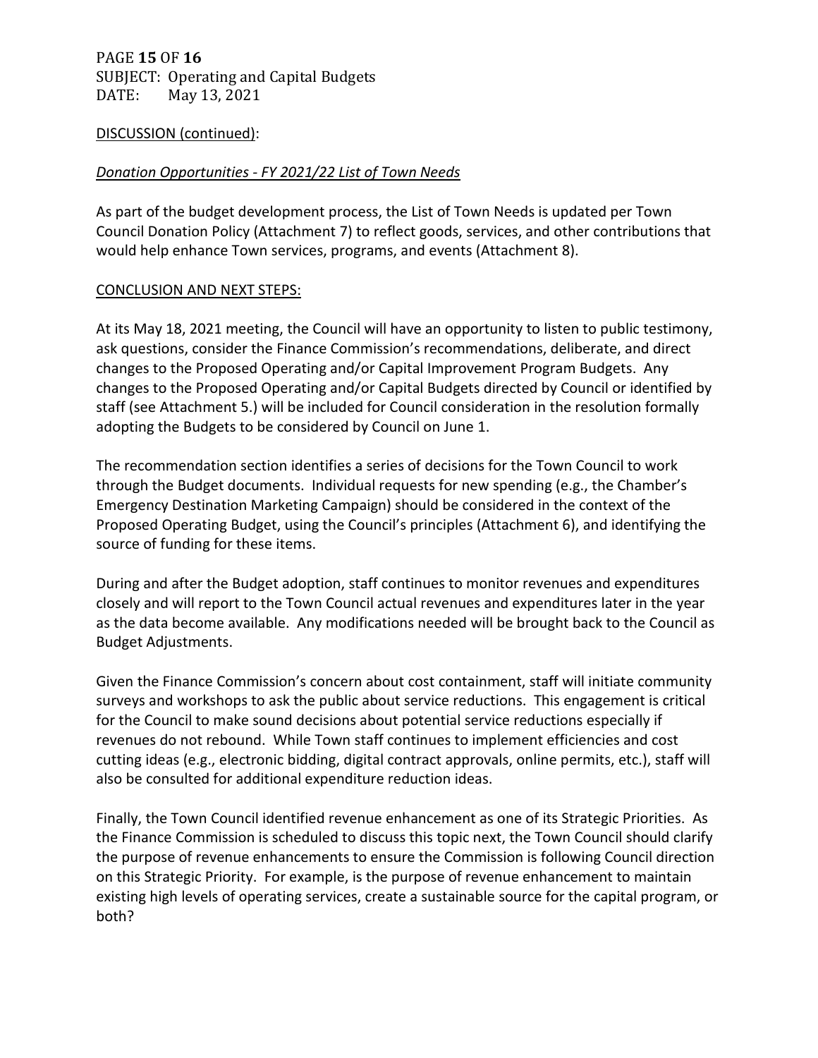DISCUSSION (continued):

*Donation Opportunities - FY 2021/22 List of Town Needs*

As part of the budget development process, the List of Town Needs is updated per Town Council Donation Policy (Attachment 7) to reflect goods, services, and other contributions that would help enhance Town services, programs, and events (Attachment 8).

CONCLUSION AND NEXT STEPS:

At its May 18, 2021 meeting, the Council will have an opportunity to listen to public testimony, ask questions, consider the Finance Commission's recommendations, deliberate, and direct changes to the Proposed Operating and/or Capital Improvement Program Budgets. Any changes to the Proposed Operating and/or Capital Budgets directed by Council or identified by staff (see Attachment 5.) will be included for Council consideration in the resolution formally adopting the Budgets to be considered by Council on June 1.

The recommendation section identifies a series of decisions for the Town Council to work through the Budget documents. Individual requests for new spending (e.g., the Chamber's Emergency Destination Marketing Campaign) should be considered in the context of the Proposed Operating Budget, using the Council's principles (Attachment 6), and identifying the source of funding for these items.

During and after the Budget adoption, staff continues to monitor revenues and expenditures closely and will report to the Town Council actual revenues and expenditures later in the year as the data become available. Any modifications needed will be brought back to the Council as Budget Adjustments.

Given the Finance Commission's concern about cost containment, staff will initiate community surveys and workshops to ask the public about service reductions. This engagement is critical for the Council to make sound decisions about potential service reductions especially if revenues do not rebound. While Town staff continues to implement efficiencies and cost cutting ideas (e.g., electronic bidding, digital contract approvals, online permits, etc.), staff will also be consulted for additional expenditure reduction ideas.

Finally, the Town Council identified revenue enhancement as one of its Strategic Priorities. As the Finance Commission is scheduled to discuss this topic next, the Town Council should clarify the purpose of revenue enhancements to ensure the Commission is following Council direction on this Strategic Priority. For example, is the purpose of revenue enhancement to maintain existing high levels of operating services, create a sustainable source for the capital program, or both?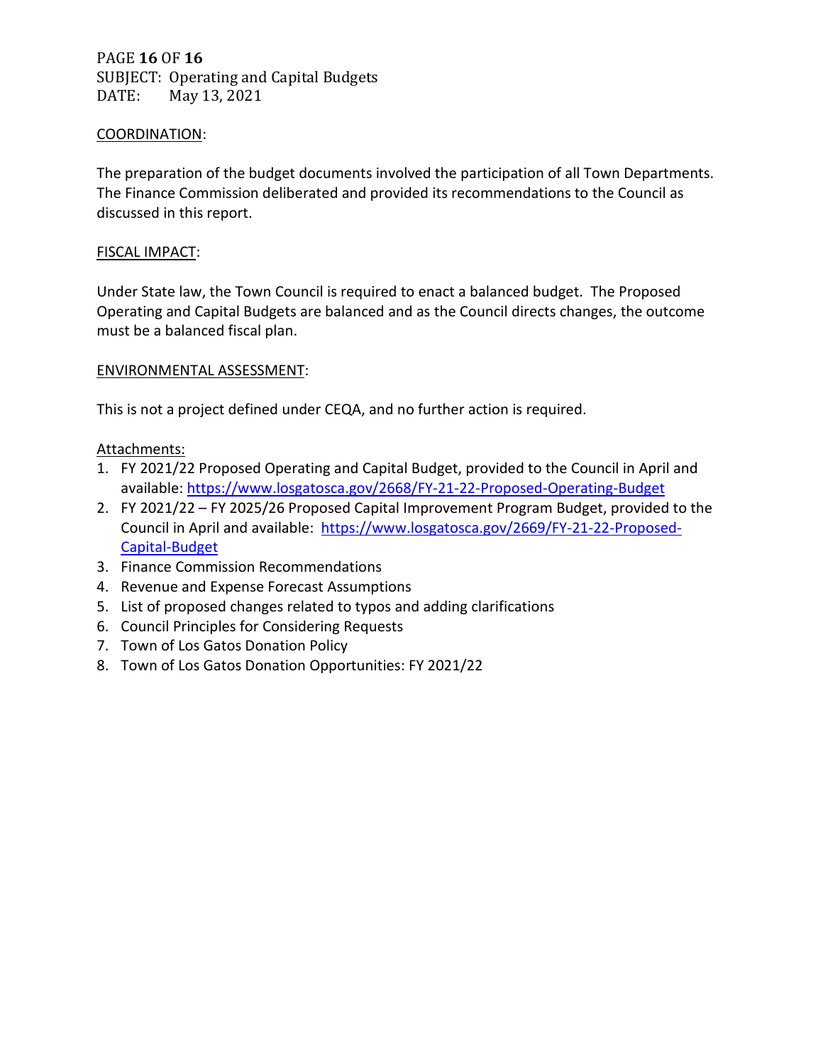COORDINATION:

The preparation of the budget documents involved the participation of all Town Departments. The Finance Commission deliberated and provided its recommendations to the Council as discussed in this report.

FISCAL IMPACT:

Under State law, the Town Council is required to enact a balanced budget. The Proposed Operating and Capital Budgets are balanced and as the Council directs changes, the outcome must be a balanced fiscal plan.

ENVIRONMENTAL ASSESSMENT:

This is not a project defined under CEQA, and no further action is required.

Attachments:

1. FY 2021/22 Proposed Operating and Capital Budget, provided to the Council in April and available: https://www.losgatosca.gov/2668/FY-21-22-Proposed-Operating-Budget
2. FY 2021/22 – FY 2025/26 Proposed Capital Improvement Program Budget, provided to the Council in April and available: https://www.losgatosca.gov/2669/FY-21-22-Proposed-Capital-Budget
3. Finance Commission Recommendations
4. Revenue and Expense Forecast Assumptions
5. List of proposed changes related to typos and adding clarifications
6. Council Principles for Considering Requests
7. Town of Los Gatos Donation Policy
8. Town of Los Gatos Donation Opportunities: FY 2021/22